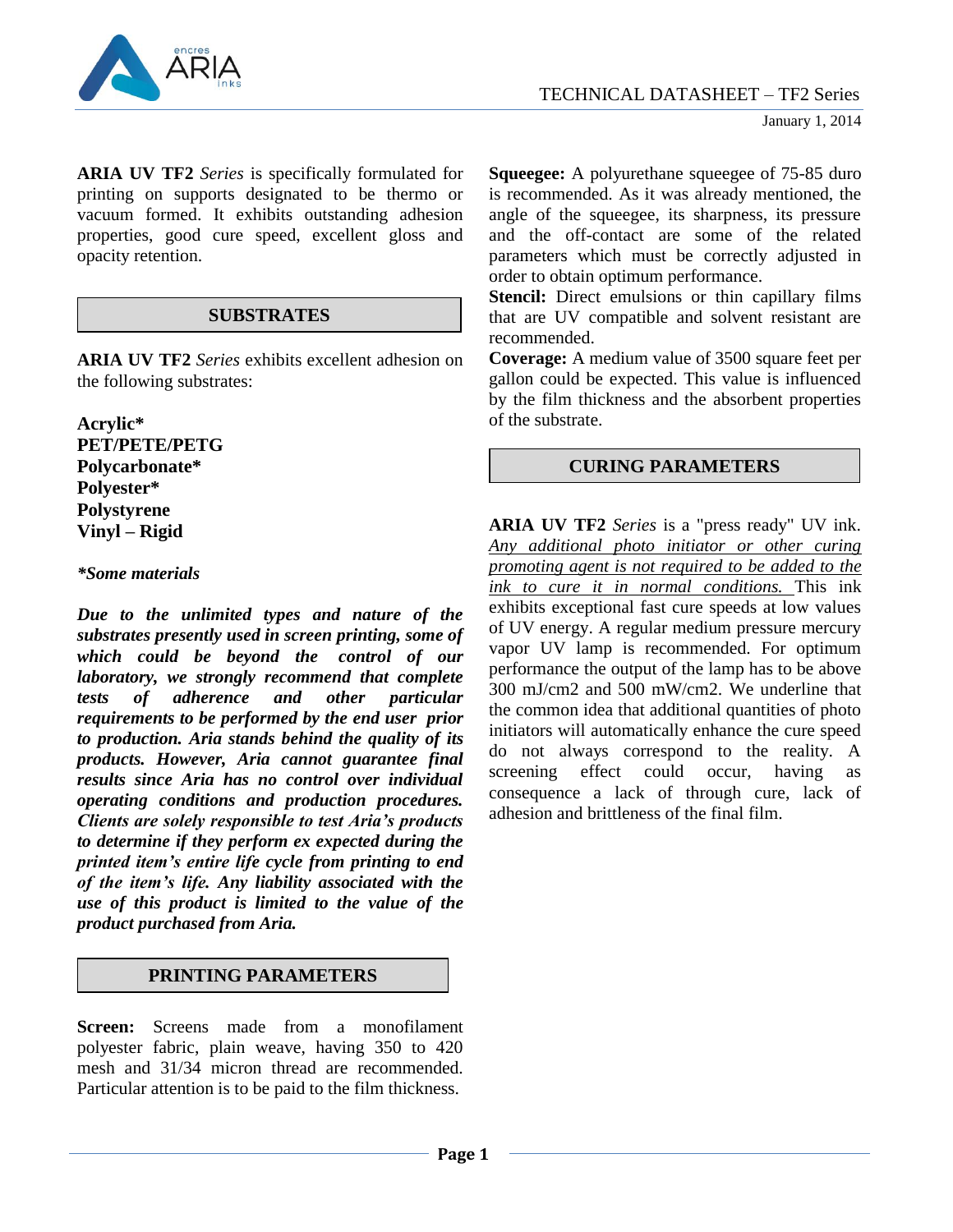# TECHNICAL DATASHEET – TF2 Series

January 1, 2014

**ARIA UV TF2** *Series* is specifically formulated for printing on supports designated to be thermo or vacuum formed. It exhibits outstanding adhesion properties, good cure speed, excellent gloss and opacity retention.

## SUBSTRATES

**ARIA UV TF2** *Series* exhibits excellent adhesion on the following substrates:

**Acrylic***
**PET/PETE/PETG**
**Polycarbonate***
**Polyester***
**Polystyrene**
**Vinyl – Rigid**

***Some materials***

***Due to the unlimited types and nature of the substrates presently used in screen printing, some of which could be beyond the control of our laboratory, we strongly recommend that complete tests of adherence and other particular requirements to be performed by the end user prior to production. Aria stands behind the quality of its products. However, Aria cannot guarantee final results since Aria has no control over individual operating conditions and production procedures. Clients are solely responsible to test Aria's products to determine if they perform ex expected during the printed item's entire life cycle from printing to end of the item's life. Any liability associated with the use of this product is limited to the value of the product purchased from Aria.***

## PRINTING PARAMETERS

**Screen:** Screens made from a monofilament polyester fabric, plain weave, having 350 to 420 mesh and 31/34 micron thread are recommended. Particular attention is to be paid to the film thickness.

**Squeegee:** A polyurethane squeegee of 75-85 duro is recommended. As it was already mentioned, the angle of the squeegee, its sharpness, its pressure and the off-contact are some of the related parameters which must be correctly adjusted in order to obtain optimum performance.

**Stencil:** Direct emulsions or thin capillary films that are UV compatible and solvent resistant are recommended.

**Coverage:** A medium value of 3500 square feet per gallon could be expected. This value is influenced by the film thickness and the absorbent properties of the substrate.

## CURING PARAMETERS

**ARIA UV TF2** *Series* is a "press ready" UV ink. *Any additional photo initiator or other curing promoting agent is not required to be added to the ink to cure it in normal conditions.* This ink exhibits exceptional fast cure speeds at low values of UV energy. A regular medium pressure mercury vapor UV lamp is recommended. For optimum performance the output of the lamp has to be above 300 mJ/cm2 and 500 mW/cm2. We underline that the common idea that additional quantities of photo initiators will automatically enhance the cure speed do not always correspond to the reality. A screening effect could occur, having as consequence a lack of through cure, lack of adhesion and brittleness of the final film.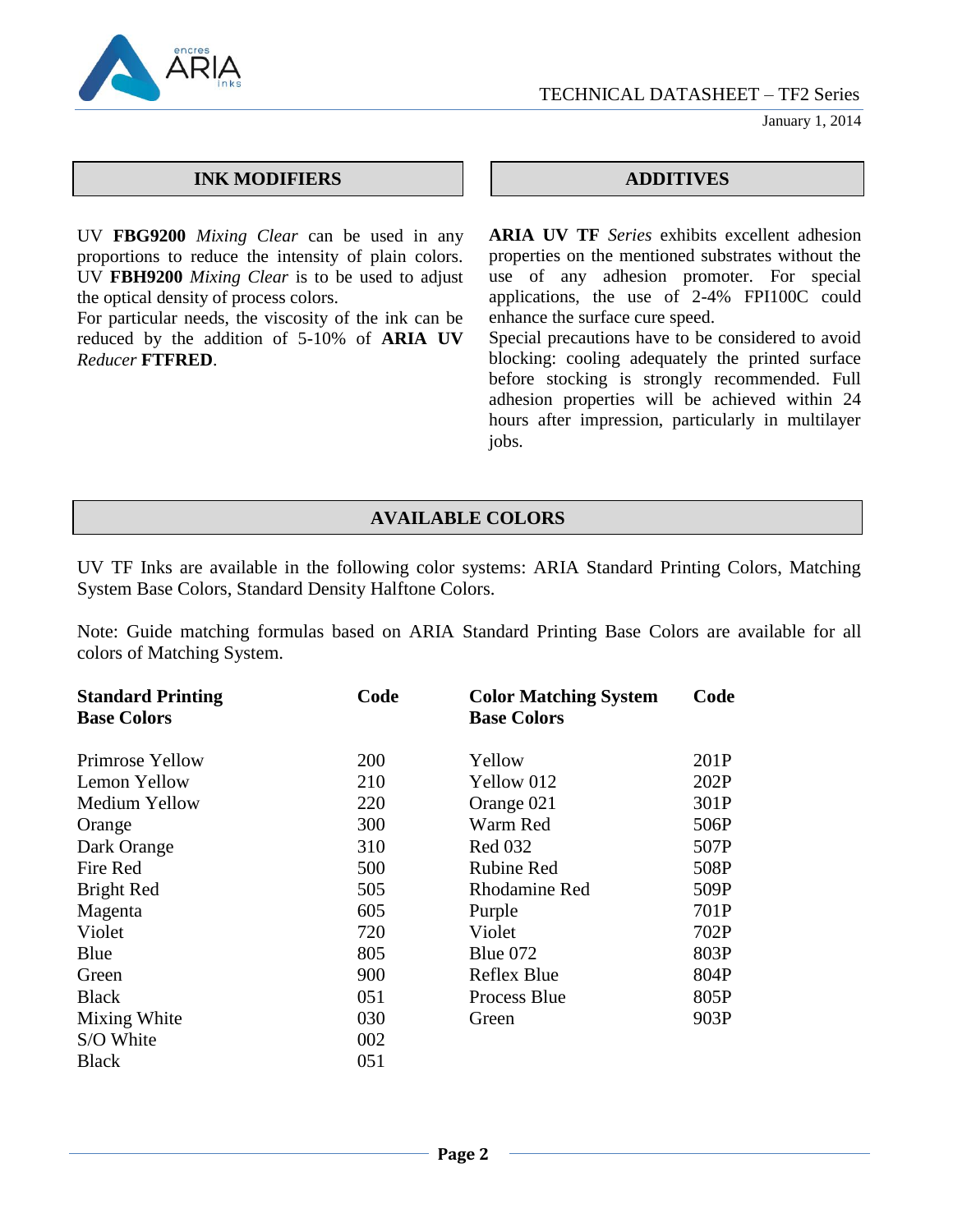## INK MODIFIERS

UV **FBG9200** *Mixing Clear* can be used in any proportions to reduce the intensity of plain colors. UV **FBH9200** *Mixing Clear* is to be used to adjust the optical density of process colors.
For particular needs, the viscosity of the ink can be reduced by the addition of 5-10% of **ARIA UV** *Reducer* **FTFRED**.

## ADDITIVES

**ARIA UV TF** *Series* exhibits excellent adhesion properties on the mentioned substrates without the use of any adhesion promoter. For special applications, the use of 2-4% FPI100C could enhance the surface cure speed.
Special precautions have to be considered to avoid blocking: cooling adequately the printed surface before stocking is strongly recommended. Full adhesion properties will be achieved within 24 hours after impression, particularly in multilayer jobs.

## AVAILABLE COLORS

UV TF Inks are available in the following color systems: ARIA Standard Printing Colors, Matching System Base Colors, Standard Density Halftone Colors.

Note: Guide matching formulas based on ARIA Standard Printing Base Colors are available for all colors of Matching System.

| **Standard Printing Base Colors** | **Code** | **Color Matching System Base Colors** | **Code** |
|---|---|---|---|
| Primrose Yellow | 200 | Yellow | 201P |
| Lemon Yellow | 210 | Yellow 012 | 202P |
| Medium Yellow | 220 | Orange 021 | 301P |
| Orange | 300 | Warm Red | 506P |
| Dark Orange | 310 | Red 032 | 507P |
| Fire Red | 500 | Rubine Red | 508P |
| Bright Red | 505 | Rhodamine Red | 509P |
| Magenta | 605 | Purple | 701P |
| Violet | 720 | Violet | 702P |
| Blue | 805 | Blue 072 | 803P |
| Green | 900 | Reflex Blue | 804P |
| Black | 051 | Process Blue | 805P |
| Mixing White | 030 | Green | 903P |
| S/O White | 002 | | |
| Black | 051 | | |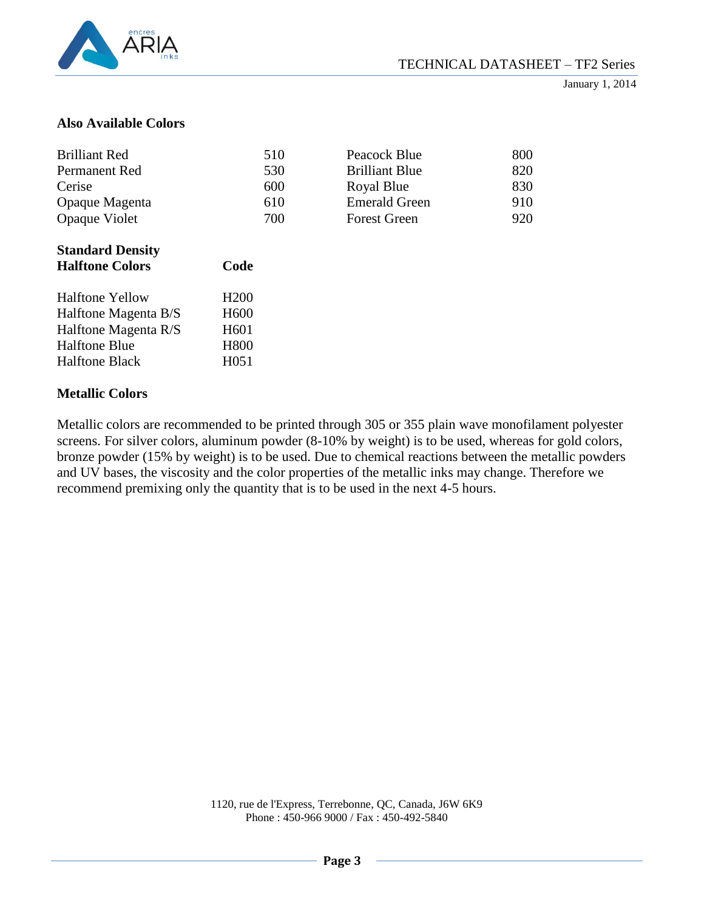**Also Available Colors**

| | | | |
|---|---|---|---|
| Brilliant Red | 510 | Peacock Blue | 800 |
| Permanent Red | 530 | Brilliant Blue | 820 |
| Cerise | 600 | Royal Blue | 830 |
| Opaque Magenta | 610 | Emerald Green | 910 |
| Opaque Violet | 700 | Forest Green | 920 |

| Standard Density Halftone Colors | Code |
|---|---|
| Halftone Yellow | H200 |
| Halftone Magenta B/S | H600 |
| Halftone Magenta R/S | H601 |
| Halftone Blue | H800 |
| Halftone Black | H051 |

**Metallic Colors**

Metallic colors are recommended to be printed through 305 or 355 plain wave monofilament polyester screens. For silver colors, aluminum powder (8-10% by weight) is to be used, whereas for gold colors, bronze powder (15% by weight) is to be used. Due to chemical reactions between the metallic powders and UV bases, the viscosity and the color properties of the metallic inks may change. Therefore we recommend premixing only the quantity that is to be used in the next 4-5 hours.

1120, rue de l'Express, Terrebonne, QC, Canada, J6W 6K9
Phone : 450-966 9000 / Fax : 450-492-5840